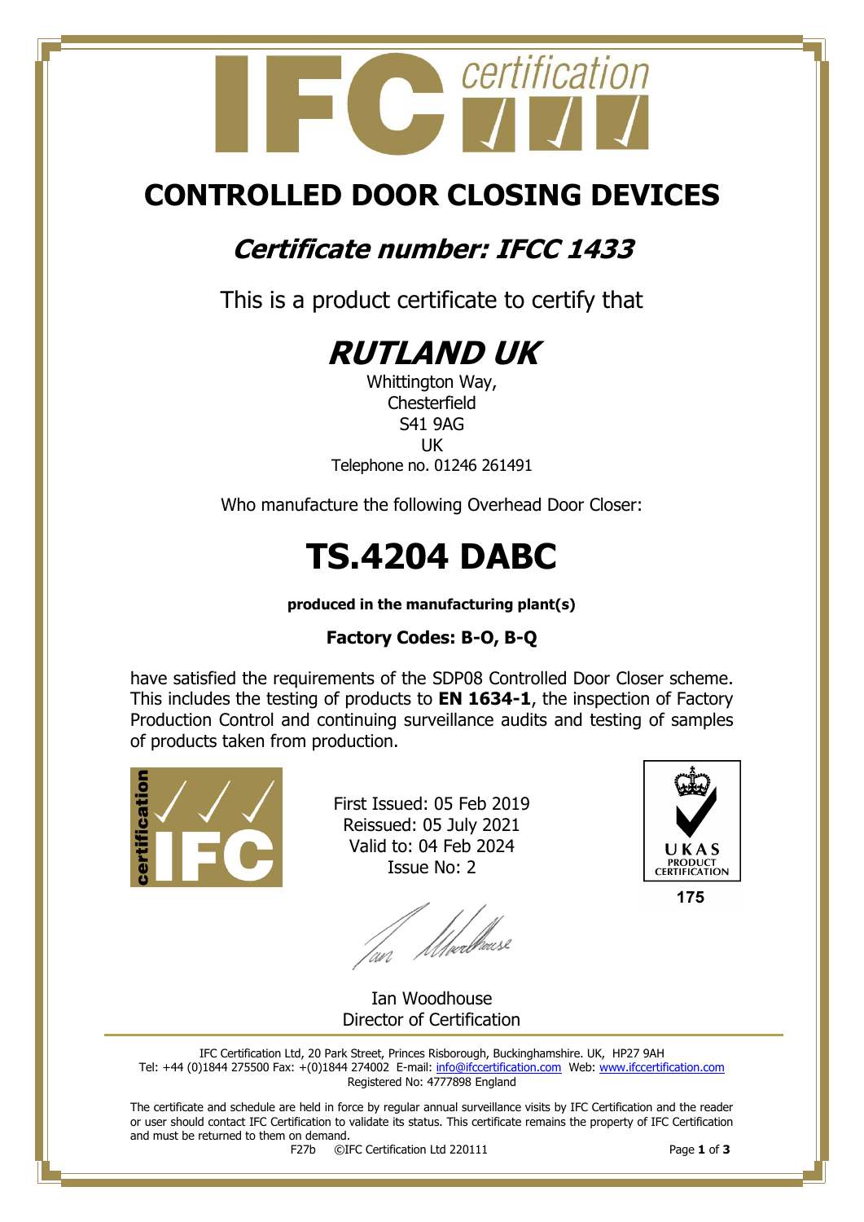# CONTROLLED DOOR CLOSING DEVICES

## *Certificate number: IFCC 1433*

This is a product certificate to certify that

# *RUTLAND UK*

Whittington Way,
Chesterfield
S41 9AG
UK
Telephone no. 01246 261491

Who manufacture the following Overhead Door Closer:

# TS.4204 DABC

**produced in the manufacturing plant(s)**

**Factory Codes: B-O, B-Q**

have satisfied the requirements of the SDP08 Controlled Door Closer scheme. This includes the testing of products to **EN 1634-1**, the inspection of Factory Production Control and continuing surveillance audits and testing of samples of products taken from production.

First Issued: 05 Feb 2019
Reissued: 05 July 2021
Valid to: 04 Feb 2024
Issue No: 2

UKAS PRODUCT CERTIFICATION
175

Ian Woodhouse
Director of Certification

IFC Certification Ltd, 20 Park Street, Princes Risborough, Buckinghamshire. UK, HP27 9AH
Tel: +44 (0)1844 275500 Fax: +(0)1844 274002 E-mail: info@ifccertification.com Web: www.ifccertification.com
Registered No: 4777898 England

The certificate and schedule are held in force by regular annual surveillance visits by IFC Certification and the reader or user should contact IFC Certification to validate its status. This certificate remains the property of IFC Certification and must be returned to them on demand.

F27b ©IFC Certification Ltd 220111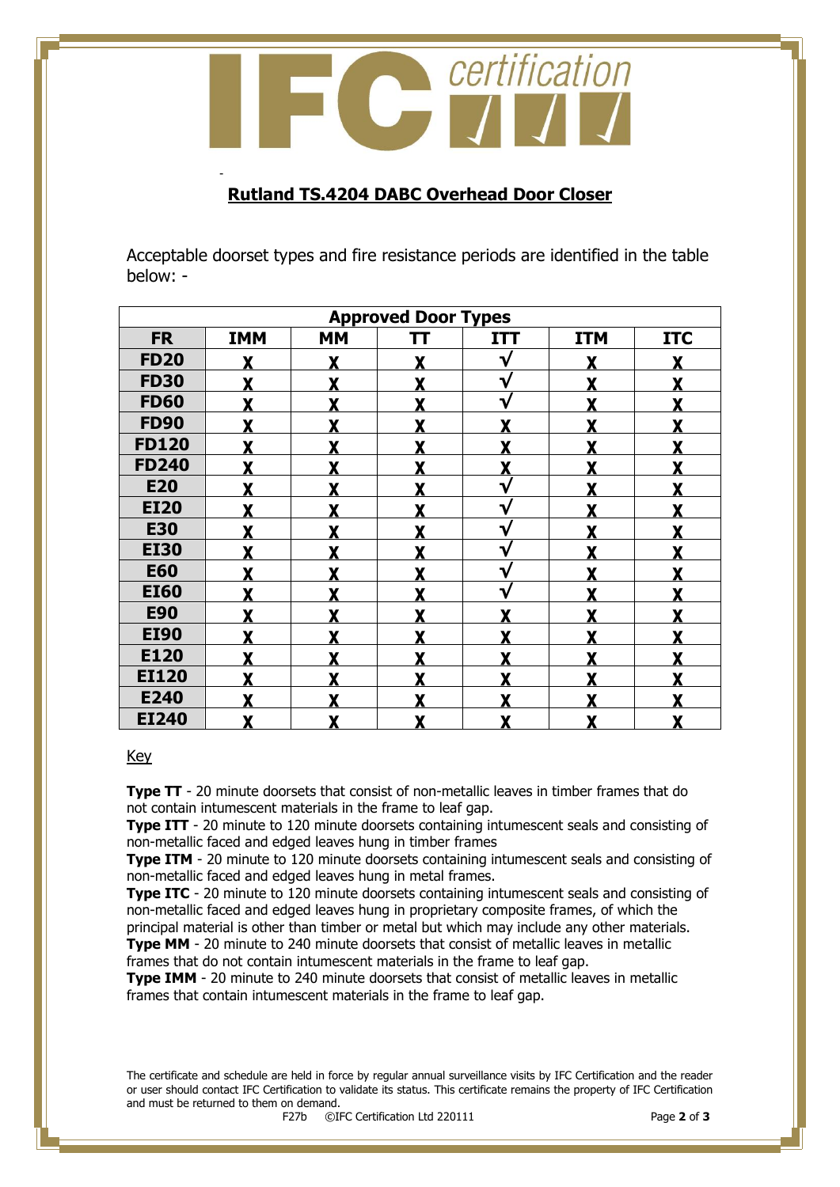## Rutland TS.4204 DABC Overhead Door Closer

Acceptable doorset types and fire resistance periods are identified in the table below: -

| Approved Door Types | | | | | | |
|---|---|---|---|---|---|---|
| **FR** | **IMM** | **MM** | **TT** | **ITT** | **ITM** | **ITC** |
| **FD20** | X | X | X | √ | X | X |
| **FD30** | X | X | X | √ | X | X |
| **FD60** | X | X | X | √ | X | X |
| **FD90** | X | X | X | X | X | X |
| **FD120** | X | X | X | X | X | X |
| **FD240** | X | X | X | X | X | X |
| **E20** | X | X | X | √ | X | X |
| **EI20** | X | X | X | √ | X | X |
| **E30** | X | X | X | √ | X | X |
| **EI30** | X | X | X | √ | X | X |
| **E60** | X | X | X | √ | X | X |
| **EI60** | X | X | X | √ | X | X |
| **E90** | X | X | X | X | X | X |
| **EI90** | X | X | X | X | X | X |
| **E120** | X | X | X | X | X | X |
| **EI120** | X | X | X | X | X | X |
| **E240** | X | X | X | X | X | X |
| **EI240** | X | X | X | X | X | X |

Key

**Type TT** - 20 minute doorsets that consist of non-metallic leaves in timber frames that do not contain intumescent materials in the frame to leaf gap.
**Type ITT** - 20 minute to 120 minute doorsets containing intumescent seals and consisting of non-metallic faced and edged leaves hung in timber frames
**Type ITM** - 20 minute to 120 minute doorsets containing intumescent seals and consisting of non-metallic faced and edged leaves hung in metal frames.
**Type ITC** - 20 minute to 120 minute doorsets containing intumescent seals and consisting of non-metallic faced and edged leaves hung in proprietary composite frames, of which the principal material is other than timber or metal but which may include any other materials.
**Type MM** - 20 minute to 240 minute doorsets that consist of metallic leaves in metallic frames that do not contain intumescent materials in the frame to leaf gap.
**Type IMM** - 20 minute to 240 minute doorsets that consist of metallic leaves in metallic frames that contain intumescent materials in the frame to leaf gap.

The certificate and schedule are held in force by regular annual surveillance visits by IFC Certification and the reader or user should contact IFC Certification to validate its status. This certificate remains the property of IFC Certification and must be returned to them on demand.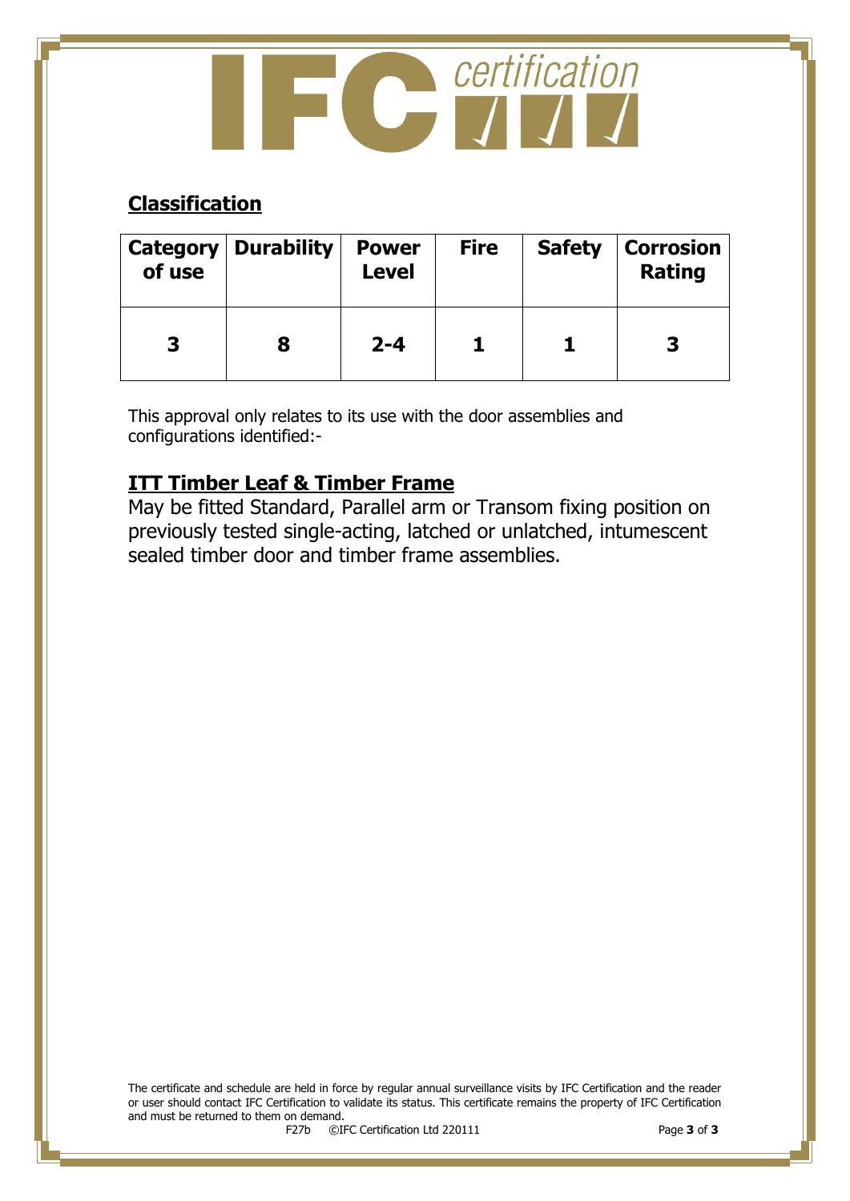## Classification

| Category of use | Durability | Power Level | Fire | Safety | Corrosion Rating |
|---|---|---|---|---|---|
| **3** | **8** | **2-4** | **1** | **1** | **3** |

This approval only relates to its use with the door assemblies and configurations identified:-

## ITT Timber Leaf & Timber Frame

May be fitted Standard, Parallel arm or Transom fixing position on previously tested single-acting, latched or unlatched, intumescent sealed timber door and timber frame assemblies.

The certificate and schedule are held in force by regular annual surveillance visits by IFC Certification and the reader or user should contact IFC Certification to validate its status. This certificate remains the property of IFC Certification and must be returned to them on demand.

F27b ©IFC Certification Ltd 220111